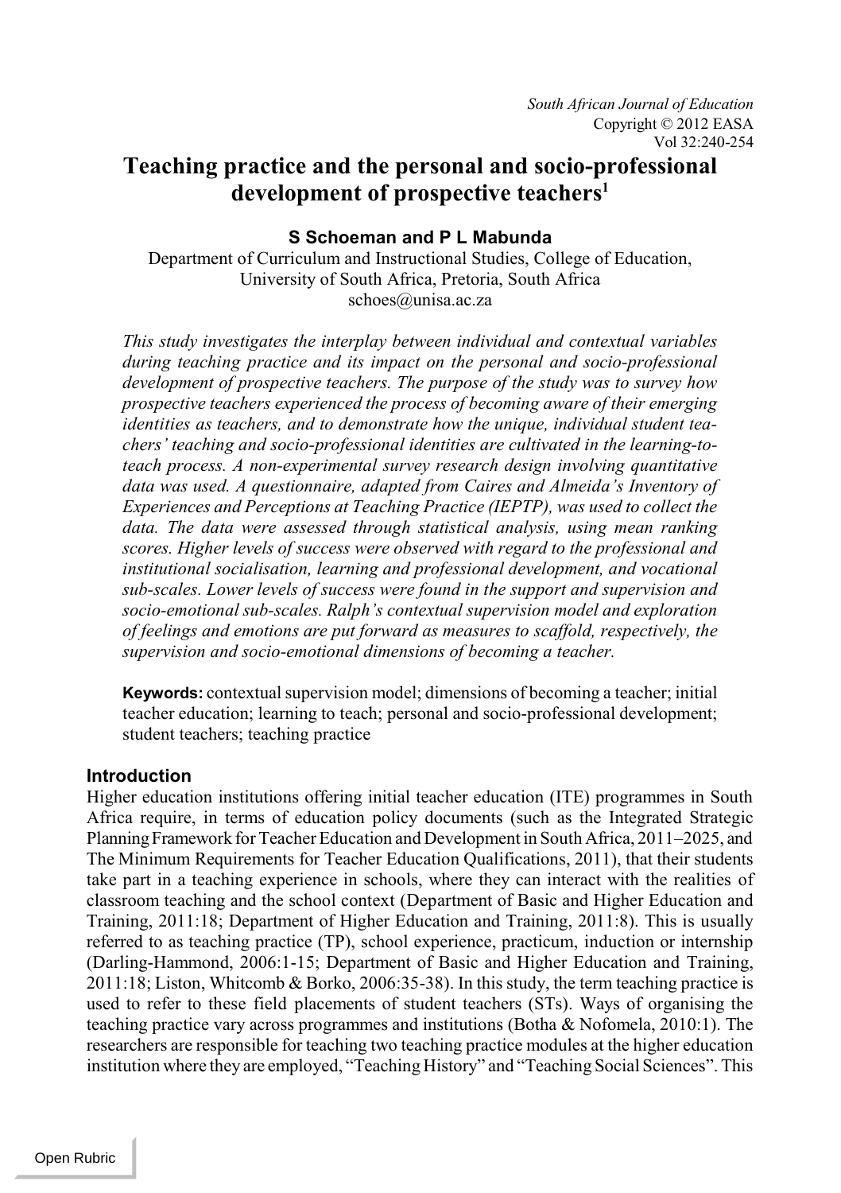# Teaching practice and the personal and socio-professional development of prospective teachers[1]

**S Schoeman and P L Mabunda**

Department of Curriculum and Instructional Studies, College of Education, University of South Africa, Pretoria, South Africa

schoes@unisa.ac.za

*This study investigates the interplay between individual and contextual variables during teaching practice and its impact on the personal and socio-professional development of prospective teachers. The purpose of the study was to survey how prospective teachers experienced the process of becoming aware of their emerging identities as teachers, and to demonstrate how the unique, individual student teachers' teaching and socio-professional identities are cultivated in the learning-to-teach process. A non-experimental survey research design involving quantitative data was used. A questionnaire, adapted from Caires and Almeida's Inventory of Experiences and Perceptions at Teaching Practice (IEPTP), was used to collect the data. The data were assessed through statistical analysis, using mean ranking scores. Higher levels of success were observed with regard to the professional and institutional socialisation, learning and professional development, and vocational sub-scales. Lower levels of success were found in the support and supervision and socio-emotional sub-scales. Ralph's contextual supervision model and exploration of feelings and emotions are put forward as measures to scaffold, respectively, the supervision and socio-emotional dimensions of becoming a teacher.*

**Keywords:** contextual supervision model; dimensions of becoming a teacher; initial teacher education; learning to teach; personal and socio-professional development; student teachers; teaching practice

## Introduction

Higher education institutions offering initial teacher education (ITE) programmes in South Africa require, in terms of education policy documents (such as the Integrated Strategic Planning Framework for Teacher Education and Development in South Africa, 2011–2025, and The Minimum Requirements for Teacher Education Qualifications, 2011), that their students take part in a teaching experience in schools, where they can interact with the realities of classroom teaching and the school context (Department of Basic and Higher Education and Training, 2011:18; Department of Higher Education and Training, 2011:8). This is usually referred to as teaching practice (TP), school experience, practicum, induction or internship (Darling-Hammond, 2006:1-15; Department of Basic and Higher Education and Training, 2011:18; Liston, Whitcomb & Borko, 2006:35-38). In this study, the term teaching practice is used to refer to these field placements of student teachers (STs). Ways of organising the teaching practice vary across programmes and institutions (Botha & Nofomela, 2010:1). The researchers are responsible for teaching two teaching practice modules at the higher education institution where they are employed, "Teaching History" and "Teaching Social Sciences". This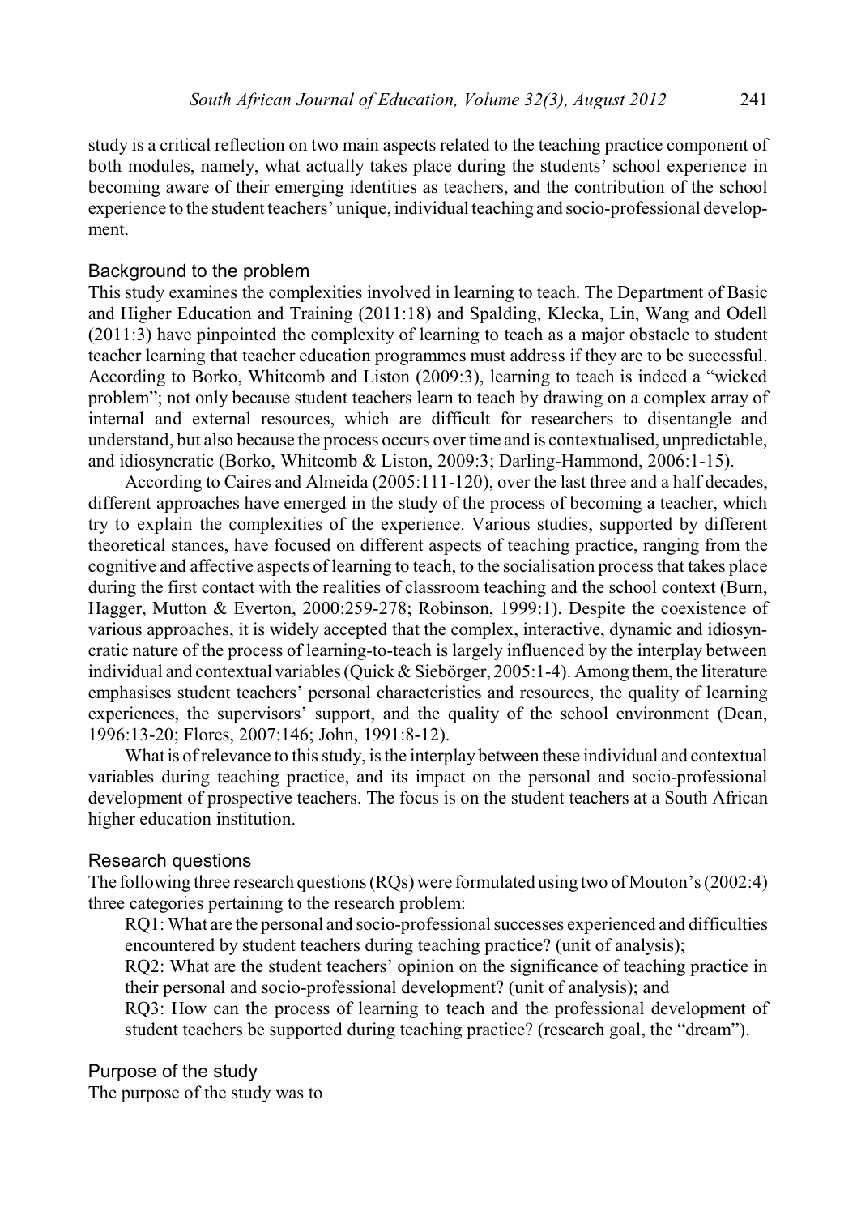study is a critical reflection on two main aspects related to the teaching practice component of both modules, namely, what actually takes place during the students' school experience in becoming aware of their emerging identities as teachers, and the contribution of the school experience to the student teachers' unique, individual teaching and socio-professional development.

## Background to the problem

This study examines the complexities involved in learning to teach. The Department of Basic and Higher Education and Training (2011:18) and Spalding, Klecka, Lin, Wang and Odell (2011:3) have pinpointed the complexity of learning to teach as a major obstacle to student teacher learning that teacher education programmes must address if they are to be successful. According to Borko, Whitcomb and Liston (2009:3), learning to teach is indeed a "wicked problem"; not only because student teachers learn to teach by drawing on a complex array of internal and external resources, which are difficult for researchers to disentangle and understand, but also because the process occurs over time and is contextualised, unpredictable, and idiosyncratic (Borko, Whitcomb & Liston, 2009:3; Darling-Hammond, 2006:1-15).

According to Caires and Almeida (2005:111-120), over the last three and a half decades, different approaches have emerged in the study of the process of becoming a teacher, which try to explain the complexities of the experience. Various studies, supported by different theoretical stances, have focused on different aspects of teaching practice, ranging from the cognitive and affective aspects of learning to teach, to the socialisation process that takes place during the first contact with the realities of classroom teaching and the school context (Burn, Hagger, Mutton & Everton, 2000:259-278; Robinson, 1999:1). Despite the coexistence of various approaches, it is widely accepted that the complex, interactive, dynamic and idiosyncratic nature of the process of learning-to-teach is largely influenced by the interplay between individual and contextual variables (Quick & Siebörger, 2005:1-4). Among them, the literature emphasises student teachers' personal characteristics and resources, the quality of learning experiences, the supervisors' support, and the quality of the school environment (Dean, 1996:13-20; Flores, 2007:146; John, 1991:8-12).

What is of relevance to this study, is the interplay between these individual and contextual variables during teaching practice, and its impact on the personal and socio-professional development of prospective teachers. The focus is on the student teachers at a South African higher education institution.

## Research questions

The following three research questions (RQs) were formulated using two of Mouton's (2002:4) three categories pertaining to the research problem:

RQ1: What are the personal and socio-professional successes experienced and difficulties encountered by student teachers during teaching practice? (unit of analysis);

RQ2: What are the student teachers' opinion on the significance of teaching practice in their personal and socio-professional development? (unit of analysis); and

RQ3: How can the process of learning to teach and the professional development of student teachers be supported during teaching practice? (research goal, the "dream").

## Purpose of the study

The purpose of the study was to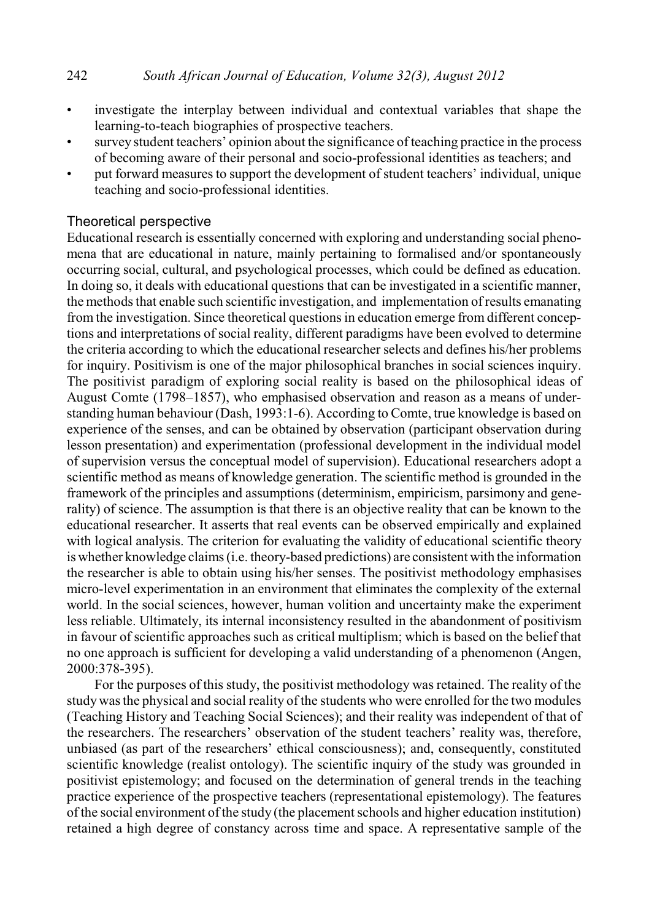- investigate the interplay between individual and contextual variables that shape the learning-to-teach biographies of prospective teachers.
- survey student teachers' opinion about the significance of teaching practice in the process of becoming aware of their personal and socio-professional identities as teachers; and
- put forward measures to support the development of student teachers' individual, unique teaching and socio-professional identities.

## Theoretical perspective

Educational research is essentially concerned with exploring and understanding social phenomena that are educational in nature, mainly pertaining to formalised and/or spontaneously occurring social, cultural, and psychological processes, which could be defined as education. In doing so, it deals with educational questions that can be investigated in a scientific manner, the methods that enable such scientific investigation, and implementation of results emanating from the investigation. Since theoretical questions in education emerge from different conceptions and interpretations of social reality, different paradigms have been evolved to determine the criteria according to which the educational researcher selects and defines his/her problems for inquiry. Positivism is one of the major philosophical branches in social sciences inquiry. The positivist paradigm of exploring social reality is based on the philosophical ideas of August Comte (1798–1857), who emphasised observation and reason as a means of understanding human behaviour (Dash, 1993:1-6). According to Comte, true knowledge is based on experience of the senses, and can be obtained by observation (participant observation during lesson presentation) and experimentation (professional development in the individual model of supervision versus the conceptual model of supervision). Educational researchers adopt a scientific method as means of knowledge generation. The scientific method is grounded in the framework of the principles and assumptions (determinism, empiricism, parsimony and generality) of science. The assumption is that there is an objective reality that can be known to the educational researcher. It asserts that real events can be observed empirically and explained with logical analysis. The criterion for evaluating the validity of educational scientific theory is whether knowledge claims (i.e. theory-based predictions) are consistent with the information the researcher is able to obtain using his/her senses. The positivist methodology emphasises micro-level experimentation in an environment that eliminates the complexity of the external world. In the social sciences, however, human volition and uncertainty make the experiment less reliable. Ultimately, its internal inconsistency resulted in the abandonment of positivism in favour of scientific approaches such as critical multiplism; which is based on the belief that no one approach is sufficient for developing a valid understanding of a phenomenon (Angen, 2000:378-395).

For the purposes of this study, the positivist methodology was retained. The reality of the study was the physical and social reality of the students who were enrolled for the two modules (Teaching History and Teaching Social Sciences); and their reality was independent of that of the researchers. The researchers' observation of the student teachers' reality was, therefore, unbiased (as part of the researchers' ethical consciousness); and, consequently, constituted scientific knowledge (realist ontology). The scientific inquiry of the study was grounded in positivist epistemology; and focused on the determination of general trends in the teaching practice experience of the prospective teachers (representational epistemology). The features of the social environment of the study (the placement schools and higher education institution) retained a high degree of constancy across time and space. A representative sample of the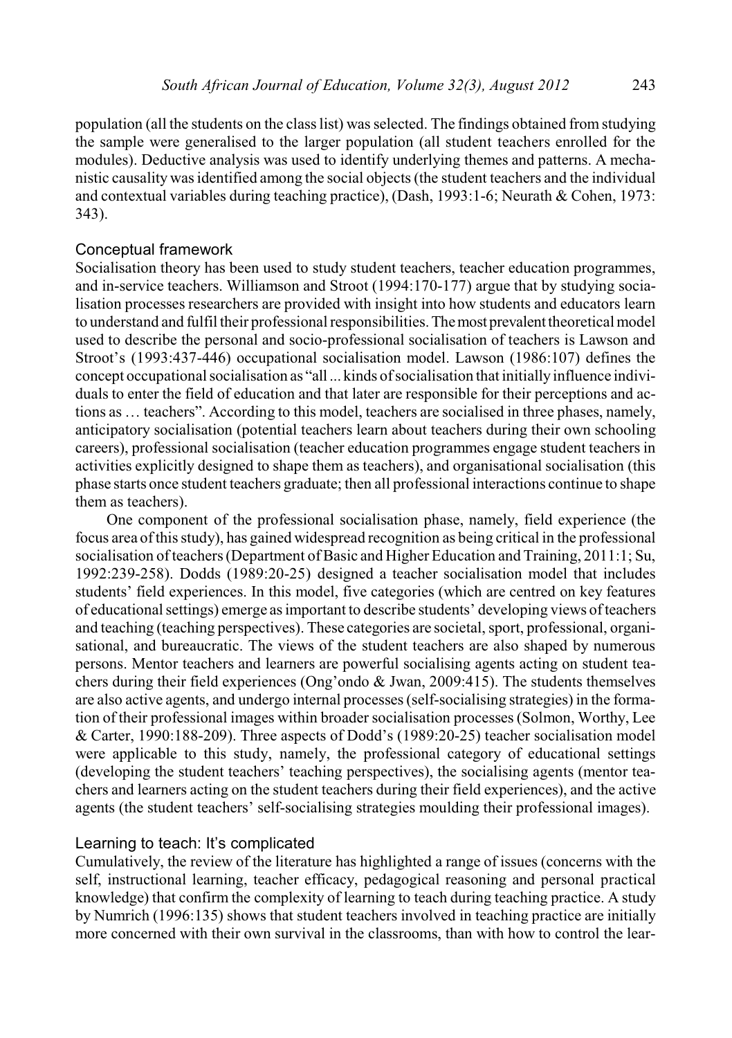population (all the students on the class list) was selected. The findings obtained from studying the sample were generalised to the larger population (all student teachers enrolled for the modules). Deductive analysis was used to identify underlying themes and patterns. A mechanistic causality was identified among the social objects (the student teachers and the individual and contextual variables during teaching practice), (Dash, 1993:1-6; Neurath & Cohen, 1973: 343).

## Conceptual framework

Socialisation theory has been used to study student teachers, teacher education programmes, and in-service teachers. Williamson and Stroot (1994:170-177) argue that by studying socialisation processes researchers are provided with insight into how students and educators learn to understand and fulfil their professional responsibilities. The most prevalent theoretical model used to describe the personal and socio-professional socialisation of teachers is Lawson and Stroot's (1993:437-446) occupational socialisation model. Lawson (1986:107) defines the concept occupational socialisation as "all ... kinds of socialisation that initially influence individuals to enter the field of education and that later are responsible for their perceptions and actions as … teachers". According to this model, teachers are socialised in three phases, namely, anticipatory socialisation (potential teachers learn about teachers during their own schooling careers), professional socialisation (teacher education programmes engage student teachers in activities explicitly designed to shape them as teachers), and organisational socialisation (this phase starts once student teachers graduate; then all professional interactions continue to shape them as teachers).

One component of the professional socialisation phase, namely, field experience (the focus area of this study), has gained widespread recognition as being critical in the professional socialisation of teachers (Department of Basic and Higher Education and Training, 2011:1; Su, 1992:239-258). Dodds (1989:20-25) designed a teacher socialisation model that includes students' field experiences. In this model, five categories (which are centred on key features of educational settings) emerge as important to describe students' developing views of teachers and teaching (teaching perspectives). These categories are societal, sport, professional, organisational, and bureaucratic. The views of the student teachers are also shaped by numerous persons. Mentor teachers and learners are powerful socialising agents acting on student teachers during their field experiences (Ong'ondo & Jwan, 2009:415). The students themselves are also active agents, and undergo internal processes (self-socialising strategies) in the formation of their professional images within broader socialisation processes (Solmon, Worthy, Lee & Carter, 1990:188-209). Three aspects of Dodd's (1989:20-25) teacher socialisation model were applicable to this study, namely, the professional category of educational settings (developing the student teachers' teaching perspectives), the socialising agents (mentor teachers and learners acting on the student teachers during their field experiences), and the active agents (the student teachers' self-socialising strategies moulding their professional images).

## Learning to teach: It's complicated

Cumulatively, the review of the literature has highlighted a range of issues (concerns with the self, instructional learning, teacher efficacy, pedagogical reasoning and personal practical knowledge) that confirm the complexity of learning to teach during teaching practice. A study by Numrich (1996:135) shows that student teachers involved in teaching practice are initially more concerned with their own survival in the classrooms, than with how to control the lear-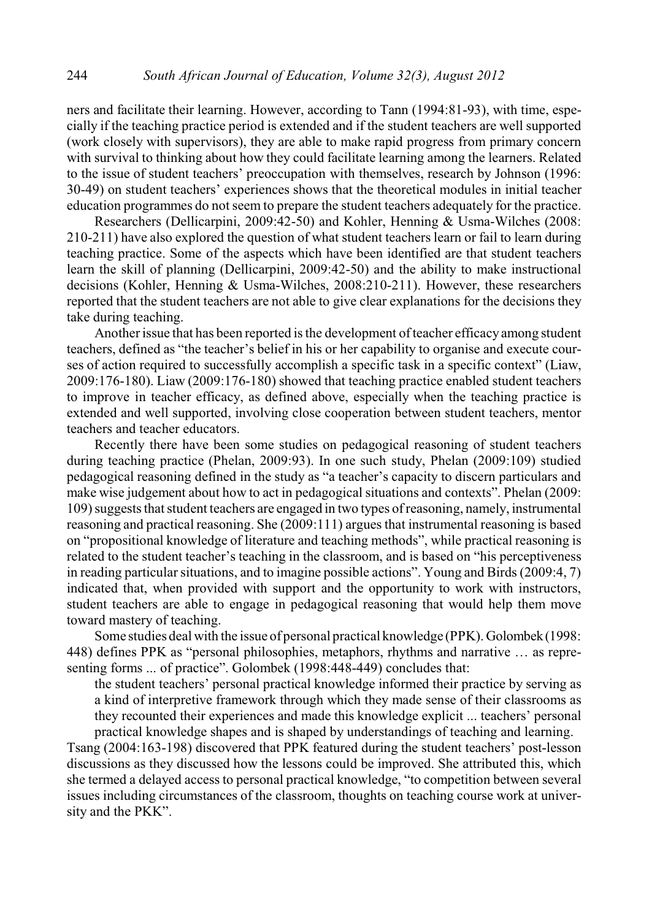ners and facilitate their learning. However, according to Tann (1994:81-93), with time, especially if the teaching practice period is extended and if the student teachers are well supported (work closely with supervisors), they are able to make rapid progress from primary concern with survival to thinking about how they could facilitate learning among the learners. Related to the issue of student teachers' preoccupation with themselves, research by Johnson (1996: 30-49) on student teachers' experiences shows that the theoretical modules in initial teacher education programmes do not seem to prepare the student teachers adequately for the practice.

Researchers (Dellicarpini, 2009:42-50) and Kohler, Henning & Usma-Wilches (2008: 210-211) have also explored the question of what student teachers learn or fail to learn during teaching practice. Some of the aspects which have been identified are that student teachers learn the skill of planning (Dellicarpini, 2009:42-50) and the ability to make instructional decisions (Kohler, Henning & Usma-Wilches, 2008:210-211). However, these researchers reported that the student teachers are not able to give clear explanations for the decisions they take during teaching.

Another issue that has been reported is the development of teacher efficacy among student teachers, defined as "the teacher's belief in his or her capability to organise and execute courses of action required to successfully accomplish a specific task in a specific context" (Liaw, 2009:176-180). Liaw (2009:176-180) showed that teaching practice enabled student teachers to improve in teacher efficacy, as defined above, especially when the teaching practice is extended and well supported, involving close cooperation between student teachers, mentor teachers and teacher educators.

Recently there have been some studies on pedagogical reasoning of student teachers during teaching practice (Phelan, 2009:93). In one such study, Phelan (2009:109) studied pedagogical reasoning defined in the study as "a teacher's capacity to discern particulars and make wise judgement about how to act in pedagogical situations and contexts". Phelan (2009: 109) suggests that student teachers are engaged in two types of reasoning, namely, instrumental reasoning and practical reasoning. She (2009:111) argues that instrumental reasoning is based on "propositional knowledge of literature and teaching methods", while practical reasoning is related to the student teacher's teaching in the classroom, and is based on "his perceptiveness in reading particular situations, and to imagine possible actions". Young and Birds (2009:4, 7) indicated that, when provided with support and the opportunity to work with instructors, student teachers are able to engage in pedagogical reasoning that would help them move toward mastery of teaching.

Some studies deal with the issue of personal practical knowledge (PPK). Golombek (1998: 448) defines PPK as "personal philosophies, metaphors, rhythms and narrative … as representing forms ... of practice". Golombek (1998:448-449) concludes that:

> the student teachers' personal practical knowledge informed their practice by serving as a kind of interpretive framework through which they made sense of their classrooms as they recounted their experiences and made this knowledge explicit ... teachers' personal practical knowledge shapes and is shaped by understandings of teaching and learning.

Tsang (2004:163-198) discovered that PPK featured during the student teachers' post-lesson discussions as they discussed how the lessons could be improved. She attributed this, which she termed a delayed access to personal practical knowledge, "to competition between several issues including circumstances of the classroom, thoughts on teaching course work at university and the PKK".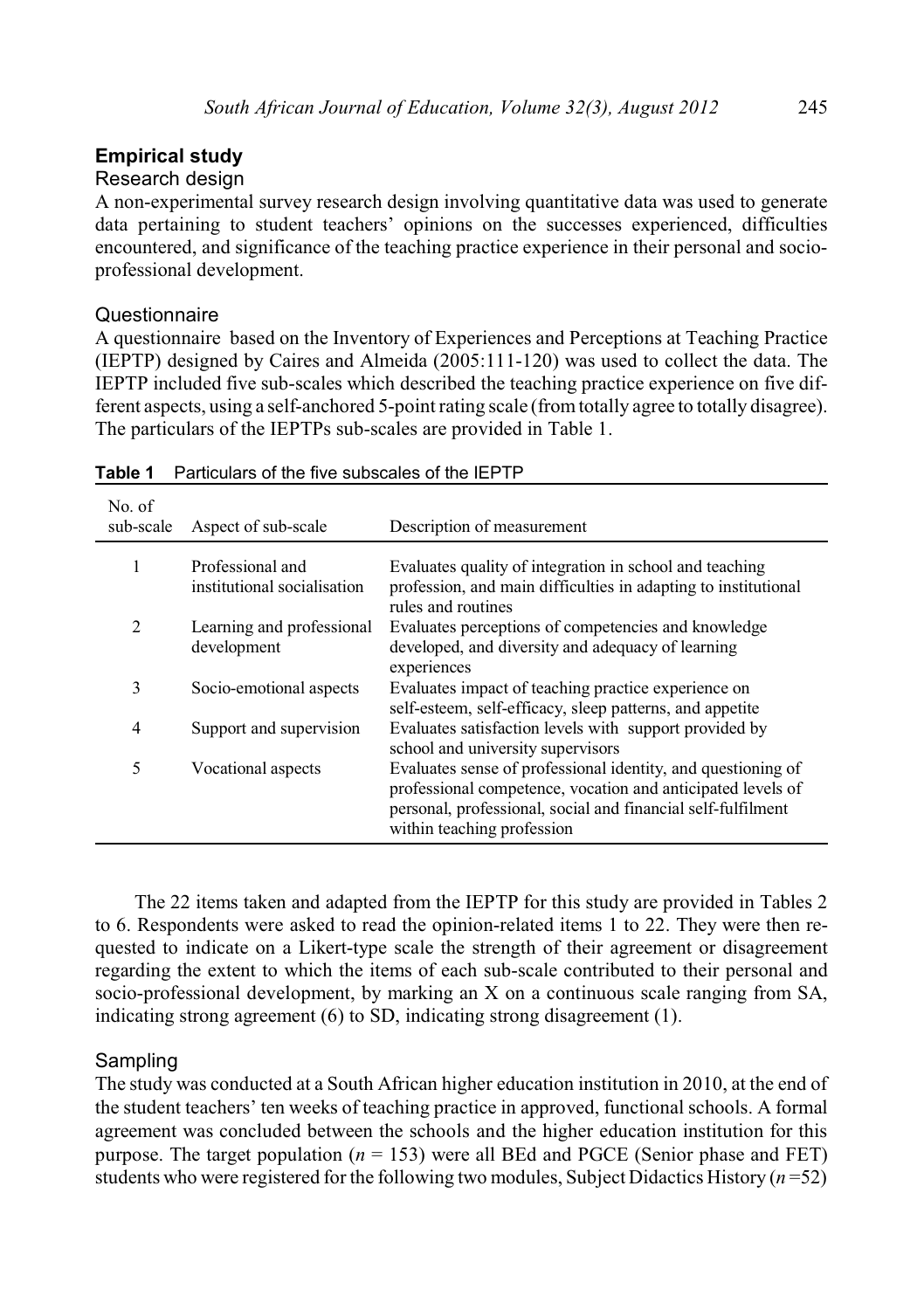## Empirical study

### Research design

A non-experimental survey research design involving quantitative data was used to generate data pertaining to student teachers' opinions on the successes experienced, difficulties encountered, and significance of the teaching practice experience in their personal and socio-professional development.

### Questionnaire

A questionnaire based on the Inventory of Experiences and Perceptions at Teaching Practice (IEPTP) designed by Caires and Almeida (2005:111-120) was used to collect the data. The IEPTP included five sub-scales which described the teaching practice experience on five different aspects, using a self-anchored 5-point rating scale (from totally agree to totally disagree). The particulars of the IEPTPs sub-scales are provided in Table 1.

**Table 1** Particulars of the five subscales of the IEPTP

| No. of sub-scale | Aspect of sub-scale | Description of measurement |
|---|---|---|
| 1 | Professional and institutional socialisation | Evaluates quality of integration in school and teaching profession, and main difficulties in adapting to institutional rules and routines |
| 2 | Learning and professional development | Evaluates perceptions of competencies and knowledge developed, and diversity and adequacy of learning experiences |
| 3 | Socio-emotional aspects | Evaluates impact of teaching practice experience on self-esteem, self-efficacy, sleep patterns, and appetite |
| 4 | Support and supervision | Evaluates satisfaction levels with support provided by school and university supervisors |
| 5 | Vocational aspects | Evaluates sense of professional identity, and questioning of professional competence, vocation and anticipated levels of personal, professional, social and financial self-fulfilment within teaching profession |

The 22 items taken and adapted from the IEPTP for this study are provided in Tables 2 to 6. Respondents were asked to read the opinion-related items 1 to 22. They were then requested to indicate on a Likert-type scale the strength of their agreement or disagreement regarding the extent to which the items of each sub-scale contributed to their personal and socio-professional development, by marking an X on a continuous scale ranging from SA, indicating strong agreement (6) to SD, indicating strong disagreement (1).

### Sampling

The study was conducted at a South African higher education institution in 2010, at the end of the student teachers' ten weeks of teaching practice in approved, functional schools. A formal agreement was concluded between the schools and the higher education institution for this purpose. The target population ($n$ = 153) were all BEd and PGCE (Senior phase and FET) students who were registered for the following two modules, Subject Didactics History ($n$ =52)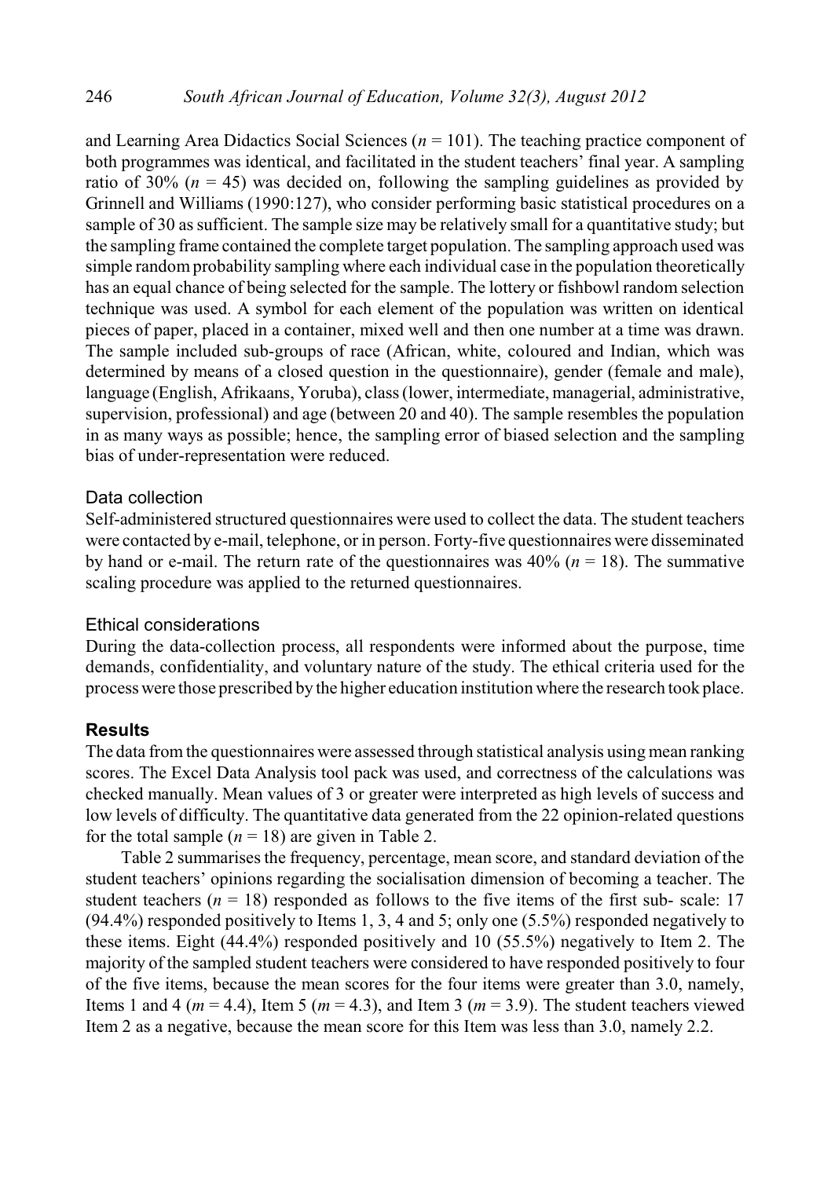and Learning Area Didactics Social Sciences ($n = 101$). The teaching practice component of both programmes was identical, and facilitated in the student teachers' final year. A sampling ratio of 30% ($n = 45$) was decided on, following the sampling guidelines as provided by Grinnell and Williams (1990:127), who consider performing basic statistical procedures on a sample of 30 as sufficient. The sample size may be relatively small for a quantitative study; but the sampling frame contained the complete target population. The sampling approach used was simple random probability sampling where each individual case in the population theoretically has an equal chance of being selected for the sample. The lottery or fishbowl random selection technique was used. A symbol for each element of the population was written on identical pieces of paper, placed in a container, mixed well and then one number at a time was drawn. The sample included sub-groups of race (African, white, coloured and Indian, which was determined by means of a closed question in the questionnaire), gender (female and male), language (English, Afrikaans, Yoruba), class (lower, intermediate, managerial, administrative, supervision, professional) and age (between 20 and 40). The sample resembles the population in as many ways as possible; hence, the sampling error of biased selection and the sampling bias of under-representation were reduced.

### Data collection

Self-administered structured questionnaires were used to collect the data. The student teachers were contacted by e-mail, telephone, or in person. Forty-five questionnaires were disseminated by hand or e-mail. The return rate of the questionnaires was 40% ($n = 18$). The summative scaling procedure was applied to the returned questionnaires.

### Ethical considerations

During the data-collection process, all respondents were informed about the purpose, time demands, confidentiality, and voluntary nature of the study. The ethical criteria used for the process were those prescribed by the higher education institution where the research took place.

## Results

The data from the questionnaires were assessed through statistical analysis using mean ranking scores. The Excel Data Analysis tool pack was used, and correctness of the calculations was checked manually. Mean values of 3 or greater were interpreted as high levels of success and low levels of difficulty. The quantitative data generated from the 22 opinion-related questions for the total sample ($n = 18$) are given in Table 2.

Table 2 summarises the frequency, percentage, mean score, and standard deviation of the student teachers' opinions regarding the socialisation dimension of becoming a teacher. The student teachers ($n = 18$) responded as follows to the five items of the first sub- scale: 17 (94.4%) responded positively to Items 1, 3, 4 and 5; only one (5.5%) responded negatively to these items. Eight (44.4%) responded positively and 10 (55.5%) negatively to Item 2. The majority of the sampled student teachers were considered to have responded positively to four of the five items, because the mean scores for the four items were greater than 3.0, namely, Items 1 and 4 ($m = 4.4$), Item 5 ($m = 4.3$), and Item 3 ($m = 3.9$). The student teachers viewed Item 2 as a negative, because the mean score for this Item was less than 3.0, namely 2.2.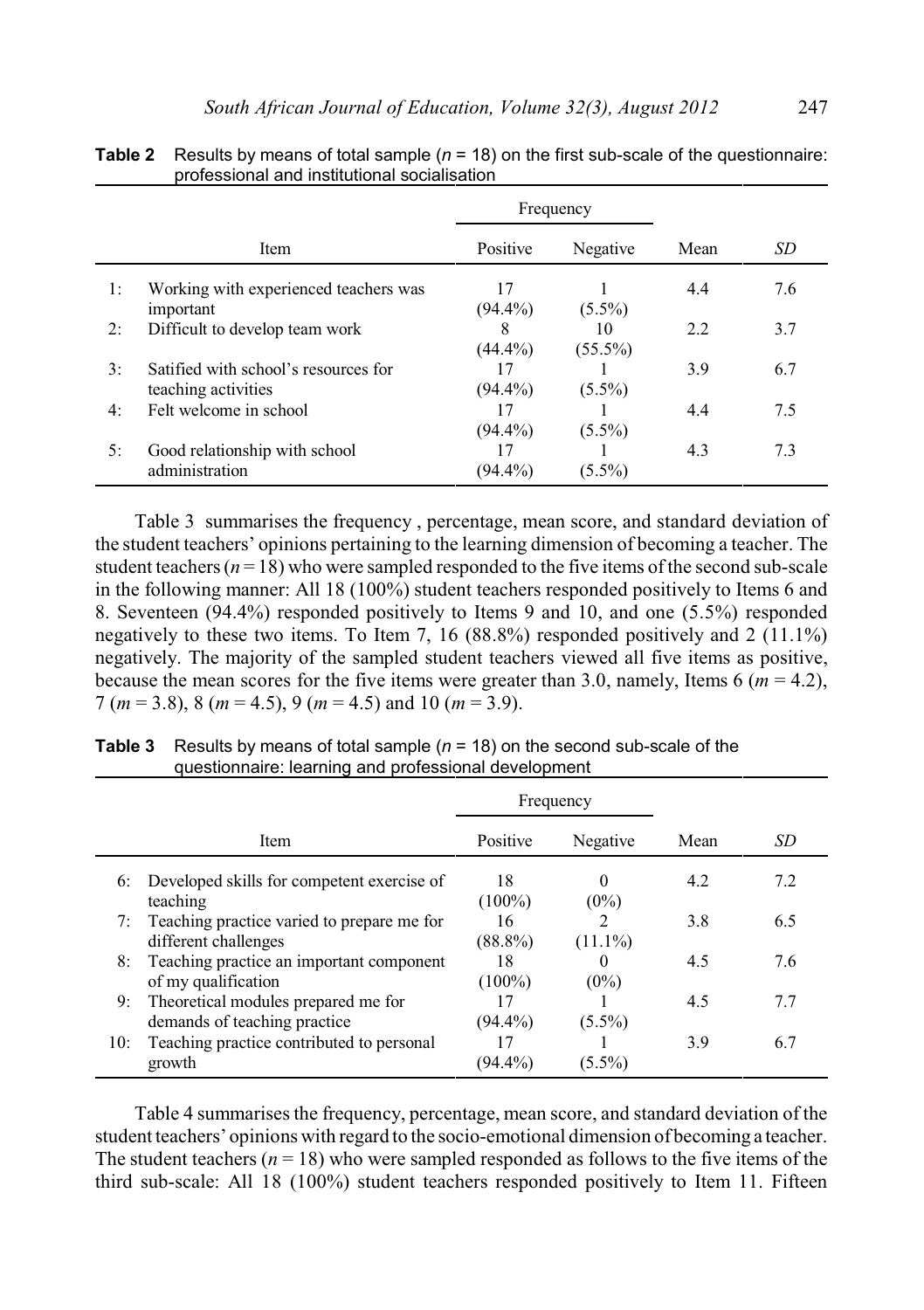**Table 2** Results by means of total sample ($n$ = 18) on the first sub-scale of the questionnaire: professional and institutional socialisation

| | Item | Frequency | | Mean | *SD* |
|---|---|---|---|---|---|
| | | Positive | Negative | | |
| 1: | Working with experienced teachers was important | 17 (94.4%) | 1 (5.5%) | 4.4 | 7.6 |
| 2: | Difficult to develop team work | 8 (44.4%) | 10 (55.5%) | 2.2 | 3.7 |
| 3: | Satified with school's resources for teaching activities | 17 (94.4%) | 1 (5.5%) | 3.9 | 6.7 |
| 4: | Felt welcome in school | 17 (94.4%) | 1 (5.5%) | 4.4 | 7.5 |
| 5: | Good relationship with school administration | 17 (94.4%) | 1 (5.5%) | 4.3 | 7.3 |

Table 3 summarises the frequency , percentage, mean score, and standard deviation of the student teachers' opinions pertaining to the learning dimension of becoming a teacher. The student teachers ($n$ = 18) who were sampled responded to the five items of the second sub-scale in the following manner: All 18 (100%) student teachers responded positively to Items 6 and 8. Seventeen (94.4%) responded positively to Items 9 and 10, and one (5.5%) responded negatively to these two items. To Item 7, 16 (88.8%) responded positively and 2 (11.1%) negatively. The majority of the sampled student teachers viewed all five items as positive, because the mean scores for the five items were greater than 3.0, namely, Items 6 ($m$ = 4.2), 7 ($m$ = 3.8), 8 ($m$ = 4.5), 9 ($m$ = 4.5) and 10 ($m$ = 3.9).

**Table 3** Results by means of total sample ($n$ = 18) on the second sub-scale of the questionnaire: learning and professional development

| | Item | Frequency | | Mean | *SD* |
|---|---|---|---|---|---|
| | | Positive | Negative | | |
| 6: | Developed skills for competent exercise of teaching | 18 (100%) | 0 (0%) | 4.2 | 7.2 |
| 7: | Teaching practice varied to prepare me for different challenges | 16 (88.8%) | 2 (11.1%) | 3.8 | 6.5 |
| 8: | Teaching practice an important component of my qualification | 18 (100%) | 0 (0%) | 4.5 | 7.6 |
| 9: | Theoretical modules prepared me for demands of teaching practice | 17 (94.4%) | 1 (5.5%) | 4.5 | 7.7 |
| 10: | Teaching practice contributed to personal growth | 17 (94.4%) | 1 (5.5%) | 3.9 | 6.7 |

Table 4 summarises the frequency, percentage, mean score, and standard deviation of the student teachers' opinions with regard to the socio-emotional dimension of becoming a teacher. The student teachers ($n$ = 18) who were sampled responded as follows to the five items of the third sub-scale: All 18 (100%) student teachers responded positively to Item 11. Fifteen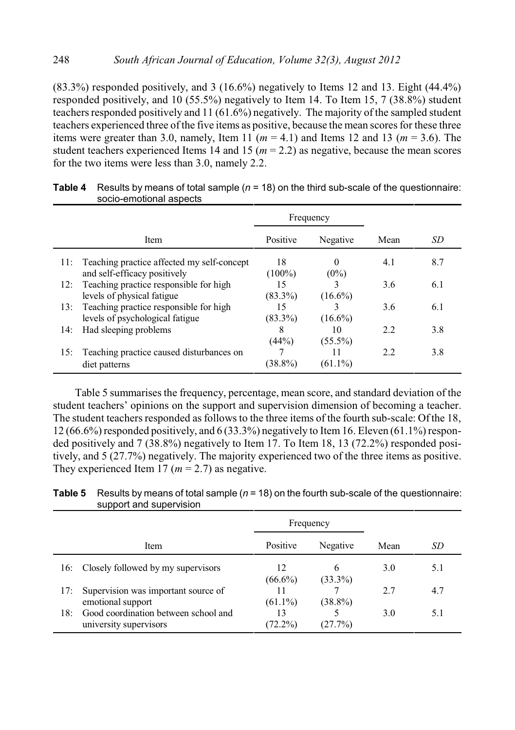(83.3%) responded positively, and 3 (16.6%) negatively to Items 12 and 13. Eight (44.4%) responded positively, and 10 (55.5%) negatively to Item 14. To Item 15, 7 (38.8%) student teachers responded positively and 11 (61.6%) negatively. The majority of the sampled student teachers experienced three of the five items as positive, because the mean scores for these three items were greater than 3.0, namely, Item 11 ($m$ = 4.1) and Items 12 and 13 ($m$ = 3.6). The student teachers experienced Items 14 and 15 ($m$ = 2.2) as negative, because the mean scores for the two items were less than 3.0, namely 2.2.

**Table 4** Results by means of total sample ($n$ = 18) on the third sub-scale of the questionnaire: socio-emotional aspects

| | Item | Frequency | | Mean | *SD* |
|---|---|---|---|---|---|
| | | Positive | Negative | | |
| 11: | Teaching practice affected my self-concept and self-efficacy positively | 18 (100%) | 0 (0%) | 4.1 | 8.7 |
| 12: | Teaching practice responsible for high levels of physical fatigue | 15 (83.3%) | 3 (16.6%) | 3.6 | 6.1 |
| 13: | Teaching practice responsible for high levels of psychological fatigue | 15 (83.3%) | 3 (16.6%) | 3.6 | 6.1 |
| 14: | Had sleeping problems | 8 (44%) | 10 (55.5%) | 2.2 | 3.8 |
| 15: | Teaching practice caused disturbances on diet patterns | 7 (38.8%) | 11 (61.1%) | 2.2 | 3.8 |

Table 5 summarises the frequency, percentage, mean score, and standard deviation of the student teachers' opinions on the support and supervision dimension of becoming a teacher. The student teachers responded as follows to the three items of the fourth sub-scale: Of the 18, 12 (66.6%) responded positively, and 6 (33.3%) negatively to Item 16. Eleven (61.1%) responded positively and 7 (38.8%) negatively to Item 17. To Item 18, 13 (72.2%) responded positively, and 5 (27.7%) negatively. The majority experienced two of the three items as positive. They experienced Item 17 ($m$ = 2.7) as negative.

**Table 5** Results by means of total sample ($n$ = 18) on the fourth sub-scale of the questionnaire: support and supervision

| | Item | Frequency | | Mean | *SD* |
|---|---|---|---|---|---|
| | | Positive | Negative | | |
| 16: | Closely followed by my supervisors | 12 (66.6%) | 6 (33.3%) | 3.0 | 5.1 |
| 17: | Supervision was important source of emotional support | 11 (61.1%) | 7 (38.8%) | 2.7 | 4.7 |
| 18: | Good coordination between school and university supervisors | 13 (72.2%) | 5 (27.7%) | 3.0 | 5.1 |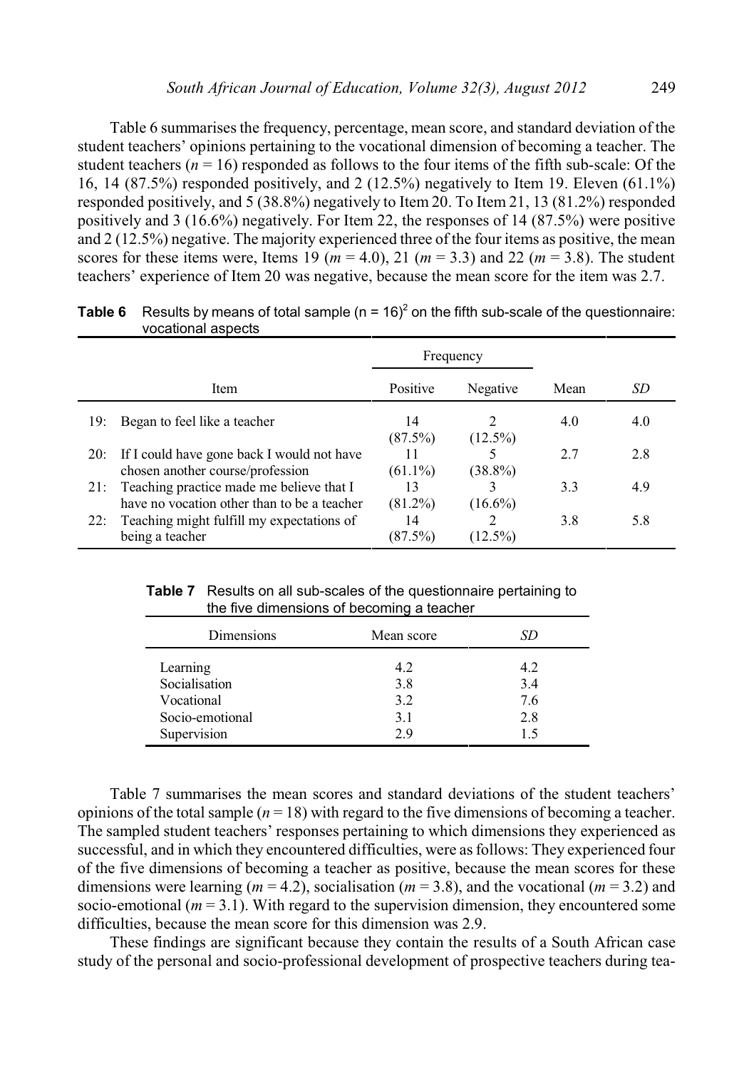Table 6 summarises the frequency, percentage, mean score, and standard deviation of the student teachers' opinions pertaining to the vocational dimension of becoming a teacher. The student teachers ($n = 16$) responded as follows to the four items of the fifth sub-scale: Of the 16, 14 (87.5%) responded positively, and 2 (12.5%) negatively to Item 19. Eleven (61.1%) responded positively, and 5 (38.8%) negatively to Item 20. To Item 21, 13 (81.2%) responded positively and 3 (16.6%) negatively. For Item 22, the responses of 14 (87.5%) were positive and 2 (12.5%) negative. The majority experienced three of the four items as positive, the mean scores for these items were, Items 19 ($m = 4.0$), 21 ($m = 3.3$) and 22 ($m = 3.8$). The student teachers' experience of Item 20 was negative, because the mean score for the item was 2.7.

**Table 6** Results by means of total sample (n = 16)[2] on the fifth sub-scale of the questionnaire: vocational aspects

| Item | Frequency | | Mean | *SD* |
|---|---|---|---|---|
| | Positive | Negative | | |
| 19: Began to feel like a teacher | 14 (87.5%) | 2 (12.5%) | 4.0 | 4.0 |
| 20: If I could have gone back I would not have chosen another course/profession | 11 (61.1%) | 5 (38.8%) | 2.7 | 2.8 |
| 21: Teaching practice made me believe that I have no vocation other than to be a teacher | 13 (81.2%) | 3 (16.6%) | 3.3 | 4.9 |
| 22: Teaching might fulfill my expectations of being a teacher | 14 (87.5%) | 2 (12.5%) | 3.8 | 5.8 |

**Table 7** Results on all sub-scales of the questionnaire pertaining to the five dimensions of becoming a teacher

| Dimensions | Mean score | *SD* |
|---|---|---|
| Learning | 4.2 | 4.2 |
| Socialisation | 3.8 | 3.4 |
| Vocational | 3.2 | 7.6 |
| Socio-emotional | 3.1 | 2.8 |
| Supervision | 2.9 | 1.5 |

Table 7 summarises the mean scores and standard deviations of the student teachers' opinions of the total sample ($n = 18$) with regard to the five dimensions of becoming a teacher. The sampled student teachers' responses pertaining to which dimensions they experienced as successful, and in which they encountered difficulties, were as follows: They experienced four of the five dimensions of becoming a teacher as positive, because the mean scores for these dimensions were learning ($m = 4.2$), socialisation ($m = 3.8$), and the vocational ($m = 3.2$) and socio-emotional ($m = 3.1$). With regard to the supervision dimension, they encountered some difficulties, because the mean score for this dimension was 2.9.

These findings are significant because they contain the results of a South African case study of the personal and socio-professional development of prospective teachers during tea-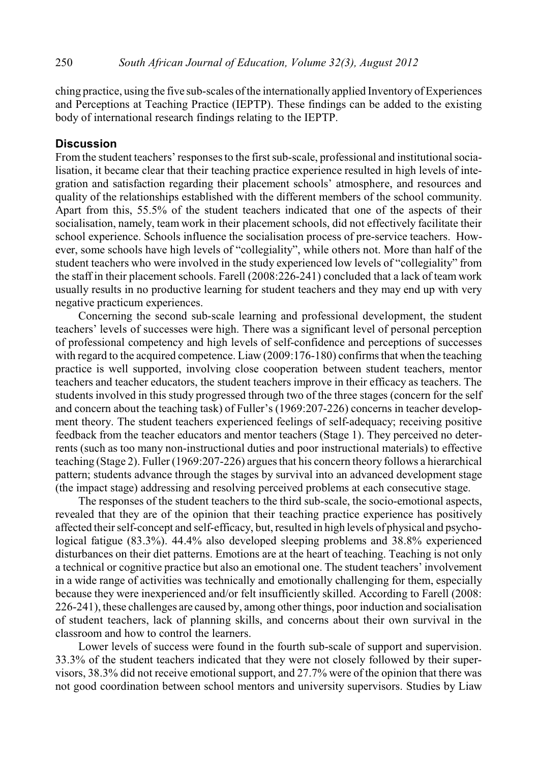ching practice, using the five sub-scales of the internationally applied Inventory of Experiences and Perceptions at Teaching Practice (IEPTP). These findings can be added to the existing body of international research findings relating to the IEPTP.

## Discussion

From the student teachers' responses to the first sub-scale, professional and institutional socialisation, it became clear that their teaching practice experience resulted in high levels of integration and satisfaction regarding their placement schools' atmosphere, and resources and quality of the relationships established with the different members of the school community. Apart from this, 55.5% of the student teachers indicated that one of the aspects of their socialisation, namely, team work in their placement schools, did not effectively facilitate their school experience. Schools influence the socialisation process of pre-service teachers. However, some schools have high levels of "collegiality", while others not. More than half of the student teachers who were involved in the study experienced low levels of "collegiality" from the staff in their placement schools. Farell (2008:226-241) concluded that a lack of team work usually results in no productive learning for student teachers and they may end up with very negative practicum experiences.

Concerning the second sub-scale learning and professional development, the student teachers' levels of successes were high. There was a significant level of personal perception of professional competency and high levels of self-confidence and perceptions of successes with regard to the acquired competence. Liaw (2009:176-180) confirms that when the teaching practice is well supported, involving close cooperation between student teachers, mentor teachers and teacher educators, the student teachers improve in their efficacy as teachers. The students involved in this study progressed through two of the three stages (concern for the self and concern about the teaching task) of Fuller's (1969:207-226) concerns in teacher development theory. The student teachers experienced feelings of self-adequacy; receiving positive feedback from the teacher educators and mentor teachers (Stage 1). They perceived no deterrents (such as too many non-instructional duties and poor instructional materials) to effective teaching (Stage 2). Fuller (1969:207-226) argues that his concern theory follows a hierarchical pattern; students advance through the stages by survival into an advanced development stage (the impact stage) addressing and resolving perceived problems at each consecutive stage.

The responses of the student teachers to the third sub-scale, the socio-emotional aspects, revealed that they are of the opinion that their teaching practice experience has positively affected their self-concept and self-efficacy, but, resulted in high levels of physical and psychological fatigue (83.3%). 44.4% also developed sleeping problems and 38.8% experienced disturbances on their diet patterns. Emotions are at the heart of teaching. Teaching is not only a technical or cognitive practice but also an emotional one. The student teachers' involvement in a wide range of activities was technically and emotionally challenging for them, especially because they were inexperienced and/or felt insufficiently skilled. According to Farell (2008: 226-241), these challenges are caused by, among other things, poor induction and socialisation of student teachers, lack of planning skills, and concerns about their own survival in the classroom and how to control the learners.

Lower levels of success were found in the fourth sub-scale of support and supervision. 33.3% of the student teachers indicated that they were not closely followed by their supervisors, 38.3% did not receive emotional support, and 27.7% were of the opinion that there was not good coordination between school mentors and university supervisors. Studies by Liaw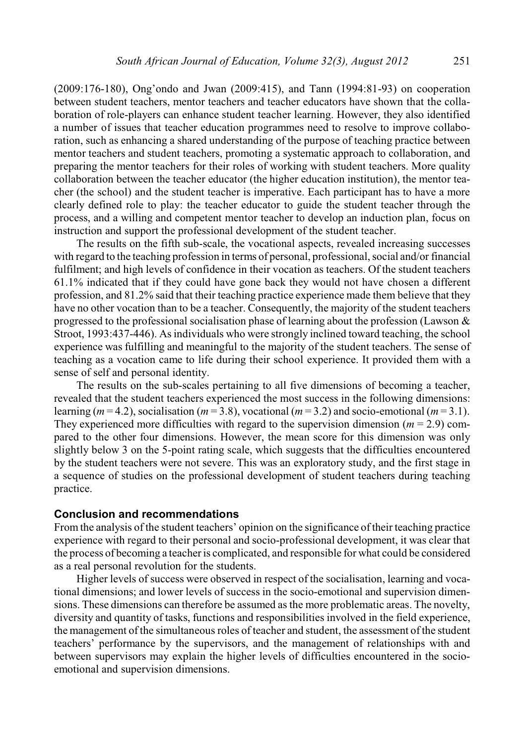(2009:176-180), Ong'ondo and Jwan (2009:415), and Tann (1994:81-93) on cooperation between student teachers, mentor teachers and teacher educators have shown that the collaboration of role-players can enhance student teacher learning. However, they also identified a number of issues that teacher education programmes need to resolve to improve collaboration, such as enhancing a shared understanding of the purpose of teaching practice between mentor teachers and student teachers, promoting a systematic approach to collaboration, and preparing the mentor teachers for their roles of working with student teachers. More quality collaboration between the teacher educator (the higher education institution), the mentor teacher (the school) and the student teacher is imperative. Each participant has to have a more clearly defined role to play: the teacher educator to guide the student teacher through the process, and a willing and competent mentor teacher to develop an induction plan, focus on instruction and support the professional development of the student teacher.

The results on the fifth sub-scale, the vocational aspects, revealed increasing successes with regard to the teaching profession in terms of personal, professional, social and/or financial fulfilment; and high levels of confidence in their vocation as teachers. Of the student teachers 61.1% indicated that if they could have gone back they would not have chosen a different profession, and 81.2% said that their teaching practice experience made them believe that they have no other vocation than to be a teacher. Consequently, the majority of the student teachers progressed to the professional socialisation phase of learning about the profession (Lawson & Stroot, 1993:437-446). As individuals who were strongly inclined toward teaching, the school experience was fulfilling and meaningful to the majority of the student teachers. The sense of teaching as a vocation came to life during their school experience. It provided them with a sense of self and personal identity.

The results on the sub-scales pertaining to all five dimensions of becoming a teacher, revealed that the student teachers experienced the most success in the following dimensions: learning ($m = 4.2$), socialisation ($m = 3.8$), vocational ($m = 3.2$) and socio-emotional ($m = 3.1$). They experienced more difficulties with regard to the supervision dimension ($m = 2.9$) compared to the other four dimensions. However, the mean score for this dimension was only slightly below 3 on the 5-point rating scale, which suggests that the difficulties encountered by the student teachers were not severe. This was an exploratory study, and the first stage in a sequence of studies on the professional development of student teachers during teaching practice.

## Conclusion and recommendations

From the analysis of the student teachers' opinion on the significance of their teaching practice experience with regard to their personal and socio-professional development, it was clear that the process of becoming a teacher is complicated, and responsible for what could be considered as a real personal revolution for the students.

Higher levels of success were observed in respect of the socialisation, learning and vocational dimensions; and lower levels of success in the socio-emotional and supervision dimensions. These dimensions can therefore be assumed as the more problematic areas. The novelty, diversity and quantity of tasks, functions and responsibilities involved in the field experience, the management of the simultaneous roles of teacher and student, the assessment of the student teachers' performance by the supervisors, and the management of relationships with and between supervisors may explain the higher levels of difficulties encountered in the socio-emotional and supervision dimensions.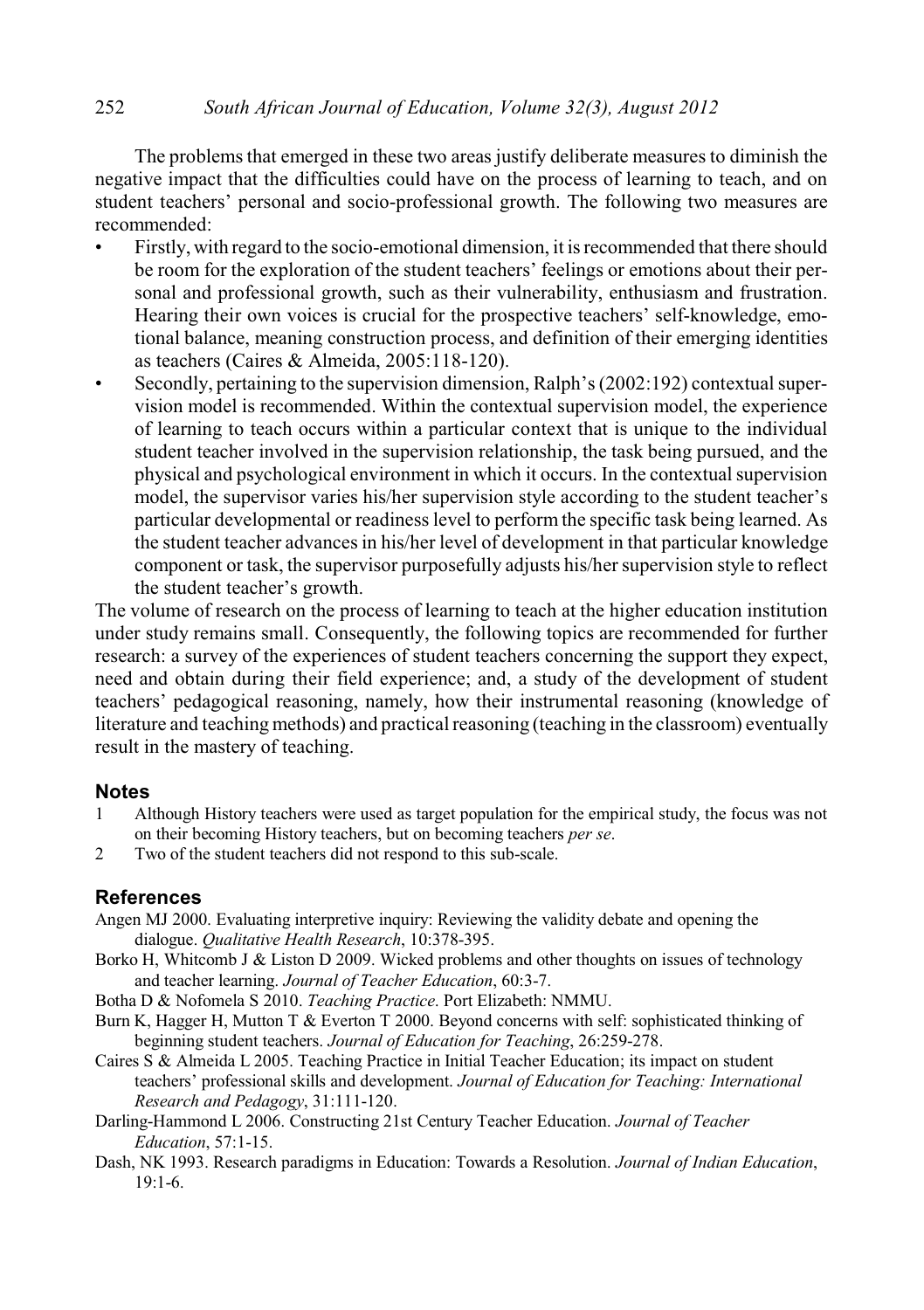The problems that emerged in these two areas justify deliberate measures to diminish the negative impact that the difficulties could have on the process of learning to teach, and on student teachers' personal and socio-professional growth. The following two measures are recommended:

- Firstly, with regard to the socio-emotional dimension, it is recommended that there should be room for the exploration of the student teachers' feelings or emotions about their personal and professional growth, such as their vulnerability, enthusiasm and frustration. Hearing their own voices is crucial for the prospective teachers' self-knowledge, emotional balance, meaning construction process, and definition of their emerging identities as teachers (Caires & Almeida, 2005:118-120).
- Secondly, pertaining to the supervision dimension, Ralph's (2002:192) contextual supervision model is recommended. Within the contextual supervision model, the experience of learning to teach occurs within a particular context that is unique to the individual student teacher involved in the supervision relationship, the task being pursued, and the physical and psychological environment in which it occurs. In the contextual supervision model, the supervisor varies his/her supervision style according to the student teacher's particular developmental or readiness level to perform the specific task being learned. As the student teacher advances in his/her level of development in that particular knowledge component or task, the supervisor purposefully adjusts his/her supervision style to reflect the student teacher's growth.

The volume of research on the process of learning to teach at the higher education institution under study remains small. Consequently, the following topics are recommended for further research: a survey of the experiences of student teachers concerning the support they expect, need and obtain during their field experience; and, a study of the development of student teachers' pedagogical reasoning, namely, how their instrumental reasoning (knowledge of literature and teaching methods) and practical reasoning (teaching in the classroom) eventually result in the mastery of teaching.

## Notes

1. Although History teachers were used as target population for the empirical study, the focus was not on their becoming History teachers, but on becoming teachers *per se*.
2. Two of the student teachers did not respond to this sub-scale.

## References

Angen MJ 2000. Evaluating interpretive inquiry: Reviewing the validity debate and opening the dialogue. *Qualitative Health Research*, 10:378-395.

Borko H, Whitcomb J & Liston D 2009. Wicked problems and other thoughts on issues of technology and teacher learning. *Journal of Teacher Education*, 60:3-7.

Botha D & Nofomela S 2010. *Teaching Practice*. Port Elizabeth: NMMU.

Burn K, Hagger H, Mutton T & Everton T 2000. Beyond concerns with self: sophisticated thinking of beginning student teachers. *Journal of Education for Teaching*, 26:259-278.

Caires S & Almeida L 2005. Teaching Practice in Initial Teacher Education; its impact on student teachers' professional skills and development. *Journal of Education for Teaching: International Research and Pedagogy*, 31:111-120.

Darling-Hammond L 2006. Constructing 21st Century Teacher Education. *Journal of Teacher Education*, 57:1-15.

Dash, NK 1993. Research paradigms in Education: Towards a Resolution. *Journal of Indian Education*, 19:1-6.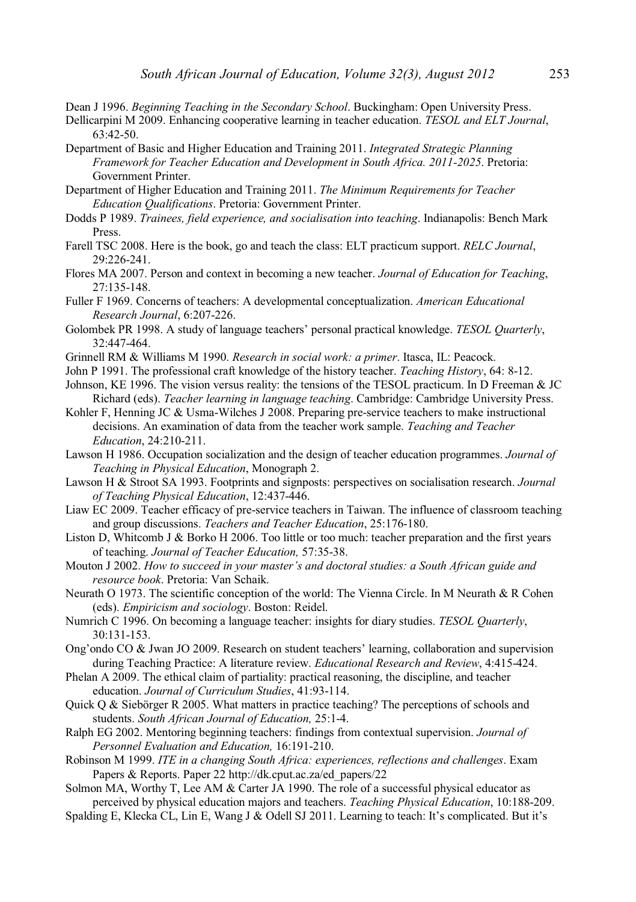Dean J 1996. *Beginning Teaching in the Secondary School*. Buckingham: Open University Press.

Dellicarpini M 2009. Enhancing cooperative learning in teacher education. *TESOL and ELT Journal*, 63:42-50.

Department of Basic and Higher Education and Training 2011. *Integrated Strategic Planning Framework for Teacher Education and Development in South Africa. 2011-2025*. Pretoria: Government Printer.

Department of Higher Education and Training 2011. *The Minimum Requirements for Teacher Education Qualifications*. Pretoria: Government Printer.

Dodds P 1989. *Trainees, field experience, and socialisation into teaching*. Indianapolis: Bench Mark Press.

Farell TSC 2008. Here is the book, go and teach the class: ELT practicum support. *RELC Journal*, 29:226-241.

Flores MA 2007. Person and context in becoming a new teacher. *Journal of Education for Teaching*, 27:135-148.

Fuller F 1969. Concerns of teachers: A developmental conceptualization. *American Educational Research Journal*, 6:207-226.

Golombek PR 1998. A study of language teachers' personal practical knowledge. *TESOL Quarterly*, 32:447-464.

Grinnell RM & Williams M 1990. *Research in social work: a primer*. Itasca, IL: Peacock.

John P 1991. The professional craft knowledge of the history teacher. *Teaching History*, 64: 8-12.

Johnson, KE 1996. The vision versus reality: the tensions of the TESOL practicum. In D Freeman & JC Richard (eds). *Teacher learning in language teaching*. Cambridge: Cambridge University Press.

Kohler F, Henning JC & Usma-Wilches J 2008. Preparing pre-service teachers to make instructional decisions. An examination of data from the teacher work sample. *Teaching and Teacher Education*, 24:210-211.

Lawson H 1986. Occupation socialization and the design of teacher education programmes. *Journal of Teaching in Physical Education*, Monograph 2.

Lawson H & Stroot SA 1993. Footprints and signposts: perspectives on socialisation research. *Journal of Teaching Physical Education*, 12:437-446.

Liaw EC 2009. Teacher efficacy of pre-service teachers in Taiwan. The influence of classroom teaching and group discussions. *Teachers and Teacher Education*, 25:176-180.

Liston D, Whitcomb J & Borko H 2006. Too little or too much: teacher preparation and the first years of teaching. *Journal of Teacher Education,* 57:35-38.

Mouton J 2002. *How to succeed in your master's and doctoral studies: a South African guide and resource book*. Pretoria: Van Schaik.

Neurath O 1973. The scientific conception of the world: The Vienna Circle. In M Neurath & R Cohen (eds). *Empiricism and sociology*. Boston: Reidel.

Numrich C 1996. On becoming a language teacher: insights for diary studies. *TESOL Quarterly*, 30:131-153.

Ong'ondo CO & Jwan JO 2009. Research on student teachers' learning, collaboration and supervision during Teaching Practice: A literature review. *Educational Research and Review*, 4:415-424.

Phelan A 2009. The ethical claim of partiality: practical reasoning, the discipline, and teacher education. *Journal of Curriculum Studies*, 41:93-114.

Quick Q & Siebörger R 2005. What matters in practice teaching? The perceptions of schools and students. *South African Journal of Education,* 25:1-4.

Ralph EG 2002. Mentoring beginning teachers: findings from contextual supervision. *Journal of Personnel Evaluation and Education,* 16:191-210.

Robinson M 1999. *ITE in a changing South Africa: experiences, reflections and challenges*. Exam Papers & Reports. Paper 22 http://dk.cput.ac.za/ed_papers/22

Solmon MA, Worthy T, Lee AM & Carter JA 1990. The role of a successful physical educator as perceived by physical education majors and teachers. *Teaching Physical Education*, 10:188-209.

Spalding E, Klecka CL, Lin E, Wang J & Odell SJ 2011. Learning to teach: It's complicated. But it's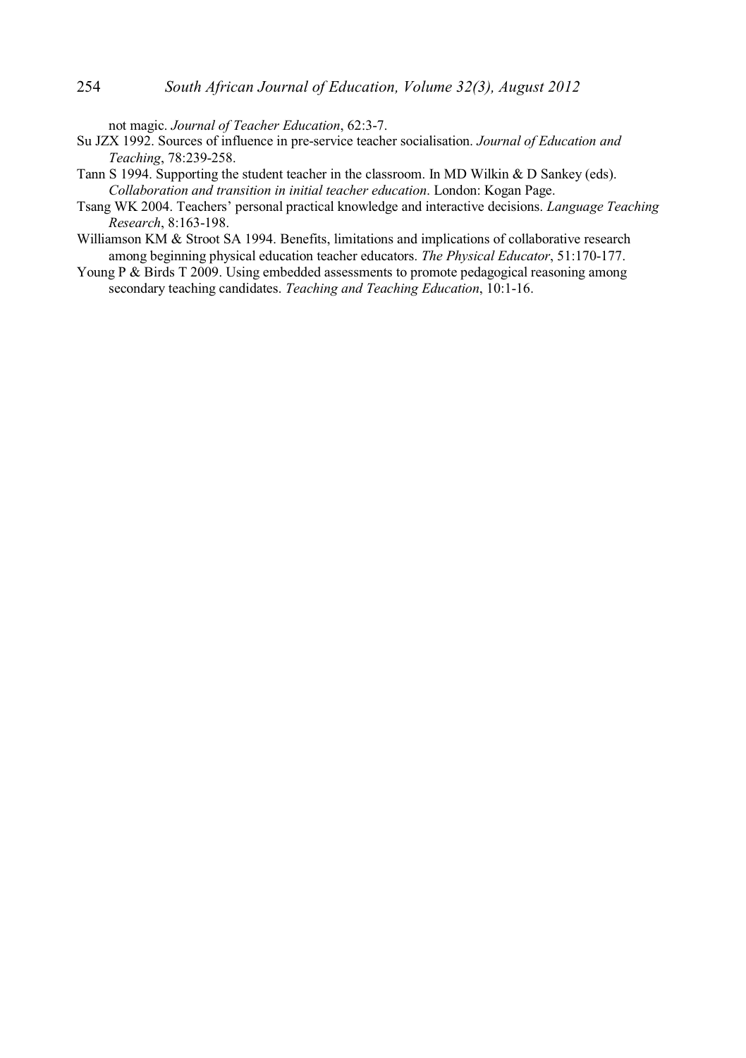not magic. *Journal of Teacher Education*, 62:3-7.

Su JZX 1992. Sources of influence in pre-service teacher socialisation. *Journal of Education and Teaching*, 78:239-258.

Tann S 1994. Supporting the student teacher in the classroom. In MD Wilkin & D Sankey (eds). *Collaboration and transition in initial teacher education*. London: Kogan Page.

Tsang WK 2004. Teachers' personal practical knowledge and interactive decisions. *Language Teaching Research*, 8:163-198.

Williamson KM & Stroot SA 1994. Benefits, limitations and implications of collaborative research among beginning physical education teacher educators. *The Physical Educator*, 51:170-177.

Young P & Birds T 2009. Using embedded assessments to promote pedagogical reasoning among secondary teaching candidates. *Teaching and Teaching Education*, 10:1-16.